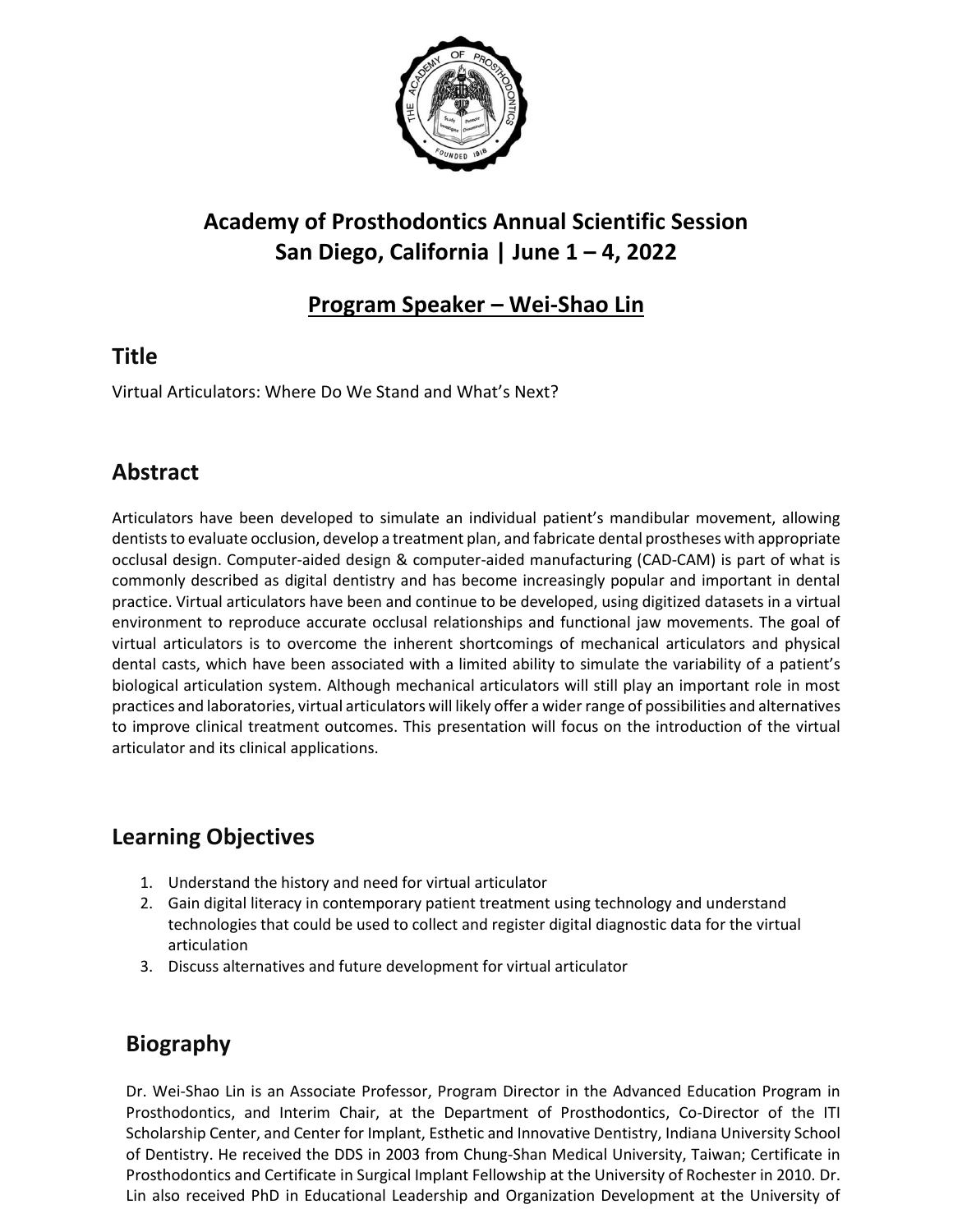# Academy of Prosthodontics Annual Scientific Session
# San Diego, California | June 1 – 4, 2022

## Program Speaker – Wei-Shao Lin

## Title

Virtual Articulators: Where Do We Stand and What's Next?

## Abstract

Articulators have been developed to simulate an individual patient's mandibular movement, allowing dentists to evaluate occlusion, develop a treatment plan, and fabricate dental prostheses with appropriate occlusal design. Computer-aided design & computer-aided manufacturing (CAD-CAM) is part of what is commonly described as digital dentistry and has become increasingly popular and important in dental practice. Virtual articulators have been and continue to be developed, using digitized datasets in a virtual environment to reproduce accurate occlusal relationships and functional jaw movements. The goal of virtual articulators is to overcome the inherent shortcomings of mechanical articulators and physical dental casts, which have been associated with a limited ability to simulate the variability of a patient's biological articulation system. Although mechanical articulators will still play an important role in most practices and laboratories, virtual articulators will likely offer a wider range of possibilities and alternatives to improve clinical treatment outcomes. This presentation will focus on the introduction of the virtual articulator and its clinical applications.

## Learning Objectives

1. Understand the history and need for virtual articulator
2. Gain digital literacy in contemporary patient treatment using technology and understand technologies that could be used to collect and register digital diagnostic data for the virtual articulation
3. Discuss alternatives and future development for virtual articulator

## Biography

Dr. Wei-Shao Lin is an Associate Professor, Program Director in the Advanced Education Program in Prosthodontics, and Interim Chair, at the Department of Prosthodontics, Co-Director of the ITI Scholarship Center, and Center for Implant, Esthetic and Innovative Dentistry, Indiana University School of Dentistry. He received the DDS in 2003 from Chung-Shan Medical University, Taiwan; Certificate in Prosthodontics and Certificate in Surgical Implant Fellowship at the University of Rochester in 2010. Dr. Lin also received PhD in Educational Leadership and Organization Development at the University of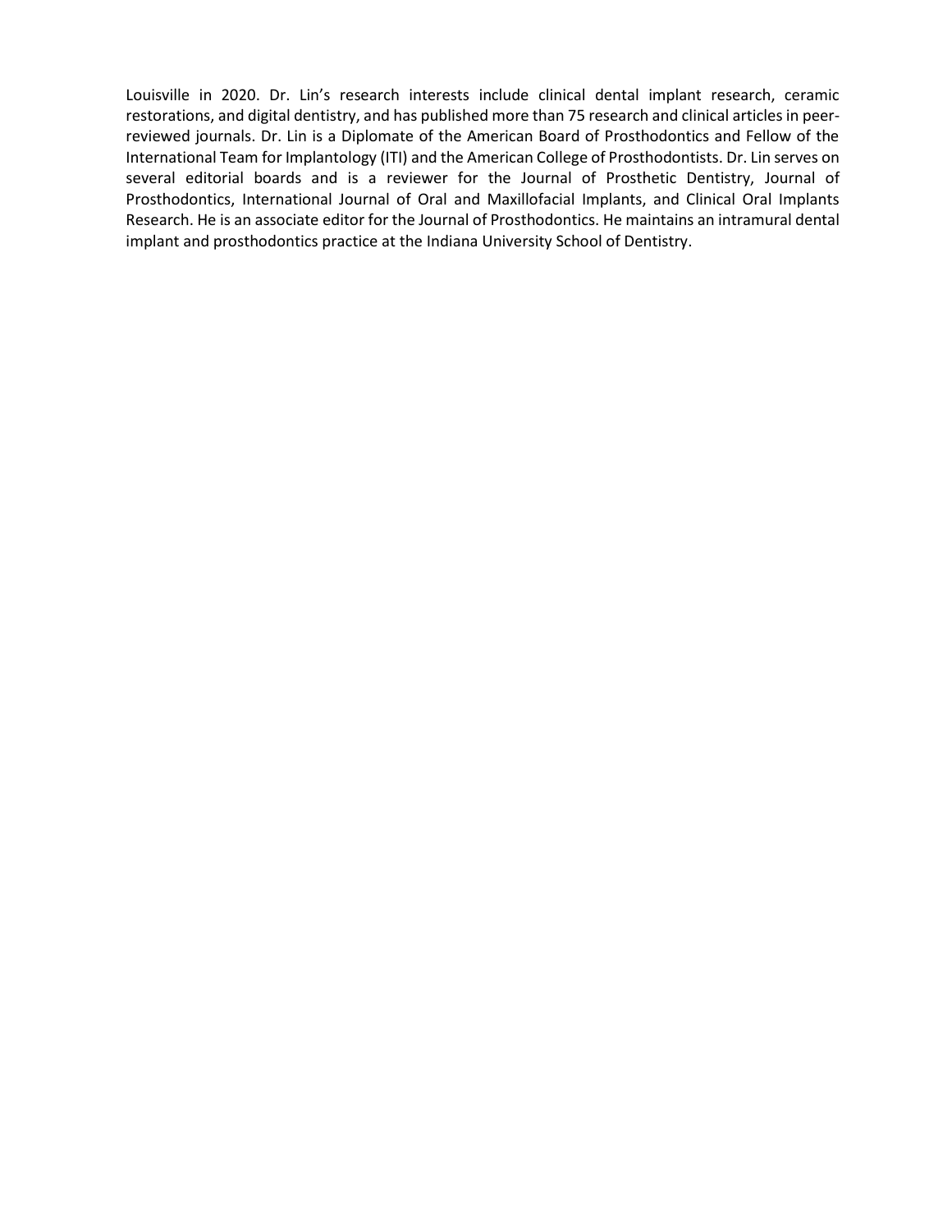Louisville in 2020. Dr. Lin's research interests include clinical dental implant research, ceramic restorations, and digital dentistry, and has published more than 75 research and clinical articles in peer-reviewed journals. Dr. Lin is a Diplomate of the American Board of Prosthodontics and Fellow of the International Team for Implantology (ITI) and the American College of Prosthodontists. Dr. Lin serves on several editorial boards and is a reviewer for the Journal of Prosthetic Dentistry, Journal of Prosthodontics, International Journal of Oral and Maxillofacial Implants, and Clinical Oral Implants Research. He is an associate editor for the Journal of Prosthodontics. He maintains an intramural dental implant and prosthodontics practice at the Indiana University School of Dentistry.